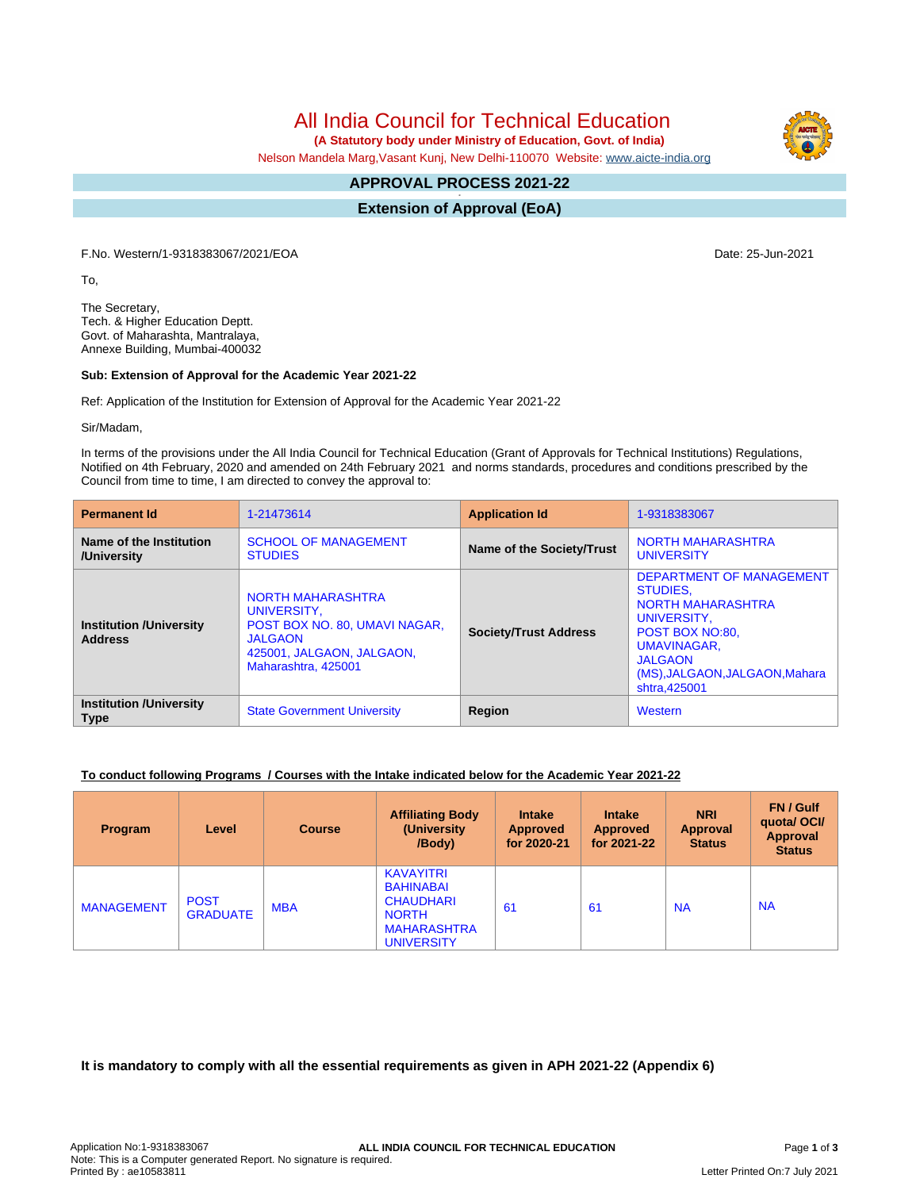# All India Council for Technical Education

**(A Statutory body under Ministry of Education, Govt. of India)**

Nelson Mandela Marg,Vasant Kunj, New Delhi-110070 Website: www.aicte-india.org

## APPROVAL PROCESS 2021-22

## Extension of Approval (EoA)

F.No. Western/1-9318383067/2021/EOA

Date: 25-Jun-2021

To,

The Secretary,
Tech. & Higher Education Deptt.
Govt. of Maharashta, Mantralaya,
Annexe Building, Mumbai-400032

**Sub: Extension of Approval for the Academic Year 2021-22**

Ref: Application of the Institution for Extension of Approval for the Academic Year 2021-22

Sir/Madam,

In terms of the provisions under the All India Council for Technical Education (Grant of Approvals for Technical Institutions) Regulations, Notified on 4th February, 2020 and amended on 24th February 2021 and norms standards, procedures and conditions prescribed by the Council from time to time, I am directed to convey the approval to:

| **Permanent Id** | 1-21473614 | **Application Id** | 1-9318383067 |
|---|---|---|---|
| **Name of the Institution /University** | SCHOOL OF MANAGEMENT STUDIES | **Name of the Society/Trust** | NORTH MAHARASHTRA UNIVERSITY |
| **Institution /University Address** | NORTH MAHARASHTRA UNIVERSITY, POST BOX NO. 80, UMAVI NAGAR, JALGAON 425001, JALGAON, JALGAON, Maharashtra, 425001 | **Society/Trust Address** | DEPARTMENT OF MANAGEMENT STUDIES, NORTH MAHARASHTRA UNIVERSITY, POST BOX NO:80, UMAVINAGAR, JALGAON (MS),JALGAON,JALGAON,Maharashtra,425001 |
| **Institution /University Type** | State Government University | **Region** | Western |

**To conduct following Programs / Courses with the Intake indicated below for the Academic Year 2021-22**

| Program | Level | Course | Affiliating Body (University /Body) | Intake Approved for 2020-21 | Intake Approved for 2021-22 | NRI Approval Status | FN / Gulf quota/ OCI/ Approval Status |
|---|---|---|---|---|---|---|---|
| MANAGEMENT | POST GRADUATE | MBA | KAVAYITRI BAHINABAI CHAUDHARI NORTH MAHARASHTRA UNIVERSITY | 61 | 61 | NA | NA |

**It is mandatory to comply with all the essential requirements as given in APH 2021-22 (Appendix 6)**

Application No:1-9318383067
Note: This is a Computer generated Report. No signature is required.
Printed By : ae10583811

Letter Printed On:7 July 2021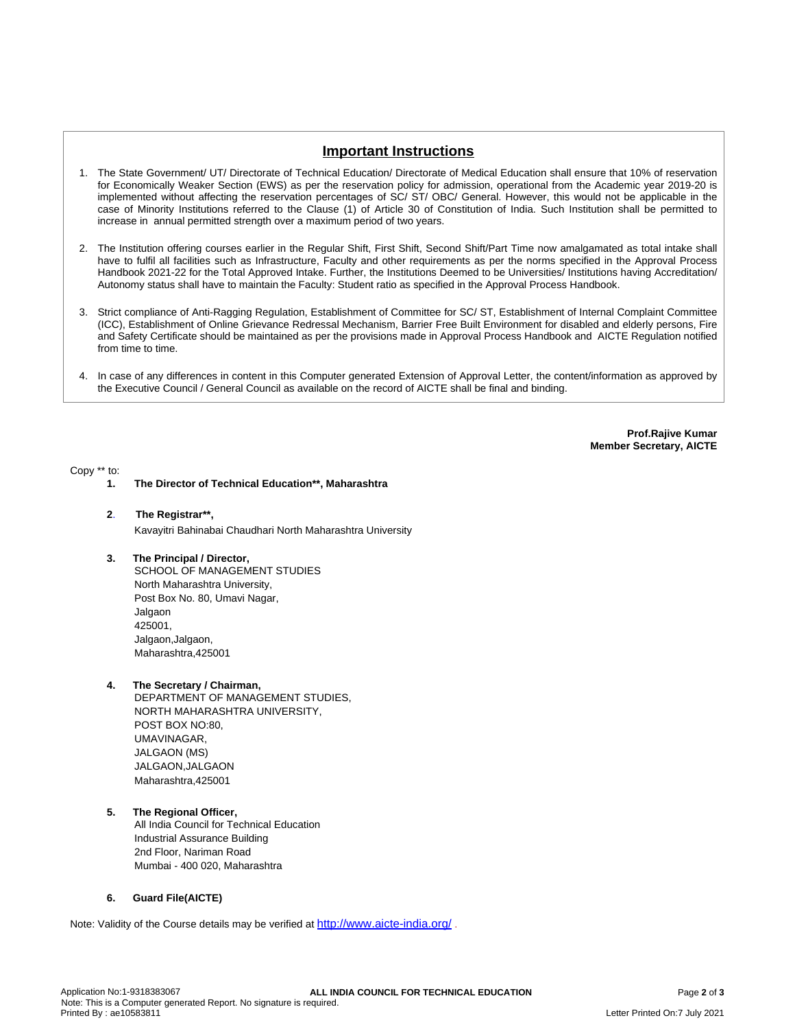## Important Instructions

1. The State Government/ UT/ Directorate of Technical Education/ Directorate of Medical Education shall ensure that 10% of reservation for Economically Weaker Section (EWS) as per the reservation policy for admission, operational from the Academic year 2019-20 is implemented without affecting the reservation percentages of SC/ ST/ OBC/ General. However, this would not be applicable in the case of Minority Institutions referred to the Clause (1) of Article 30 of Constitution of India. Such Institution shall be permitted to increase in annual permitted strength over a maximum period of two years.

2. The Institution offering courses earlier in the Regular Shift, First Shift, Second Shift/Part Time now amalgamated as total intake shall have to fulfil all facilities such as Infrastructure, Faculty and other requirements as per the norms specified in the Approval Process Handbook 2021-22 for the Total Approved Intake. Further, the Institutions Deemed to be Universities/ Institutions having Accreditation/ Autonomy status shall have to maintain the Faculty: Student ratio as specified in the Approval Process Handbook.

3. Strict compliance of Anti-Ragging Regulation, Establishment of Committee for SC/ ST, Establishment of Internal Complaint Committee (ICC), Establishment of Online Grievance Redressal Mechanism, Barrier Free Built Environment for disabled and elderly persons, Fire and Safety Certificate should be maintained as per the provisions made in Approval Process Handbook and AICTE Regulation notified from time to time.

4. In case of any differences in content in this Computer generated Extension of Approval Letter, the content/information as approved by the Executive Council / General Council as available on the record of AICTE shall be final and binding.

**Prof.Rajive Kumar**
**Member Secretary, AICTE**

Copy ** to:

1. **The Director of Technical Education**, Maharashtra**

2. **The Registrar**,**
   Kavayitri Bahinabai Chaudhari North Maharashtra University

3. **The Principal / Director,**
   SCHOOL OF MANAGEMENT STUDIES
   North Maharashtra University,
   Post Box No. 80, Umavi Nagar,
   Jalgaon
   425001,
   Jalgaon,Jalgaon,
   Maharashtra,425001

4. **The Secretary / Chairman,**
   DEPARTMENT OF MANAGEMENT STUDIES,
   NORTH MAHARASHTRA UNIVERSITY,
   POST BOX NO:80,
   UMAVINAGAR,
   JALGAON (MS)
   JALGAON,JALGAON
   Maharashtra,425001

5. **The Regional Officer,**
   All India Council for Technical Education
   Industrial Assurance Building
   2nd Floor, Nariman Road
   Mumbai - 400 020, Maharashtra

6. **Guard File(AICTE)**

Note: Validity of the Course details may be verified at http://www.aicte-india.org/ .

Application No:1-9318383067
**ALL INDIA COUNCIL FOR TECHNICAL EDUCATION**
Note: This is a Computer generated Report. No signature is required.
Printed By : ae10583811
Letter Printed On:7 July 2021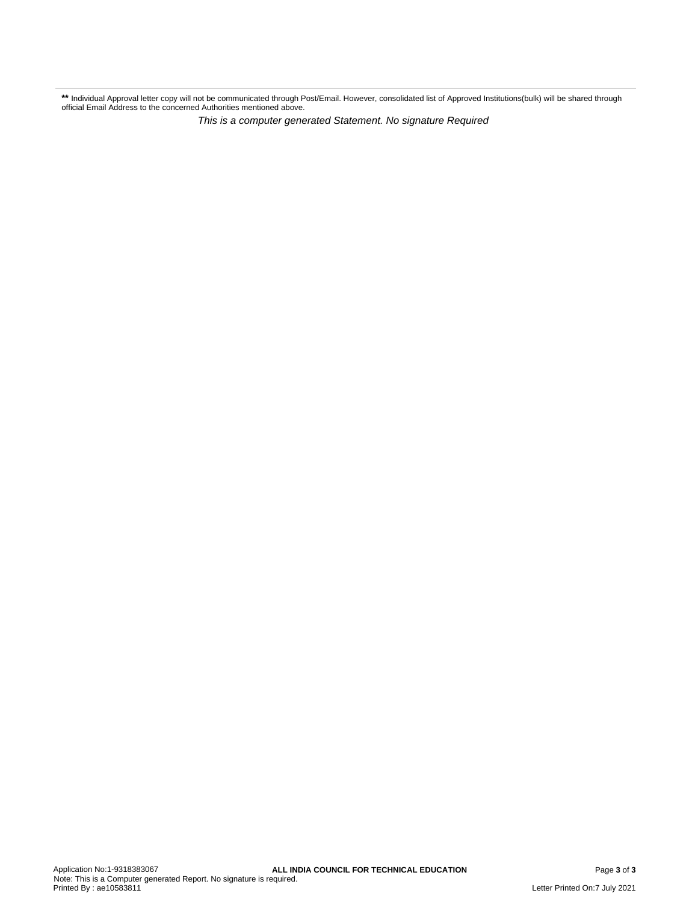** Individual Approval letter copy will not be communicated through Post/Email. However, consolidated list of Approved Institutions(bulk) will be shared through official Email Address to the concerned Authorities mentioned above.

*This is a computer generated Statement. No signature Required*